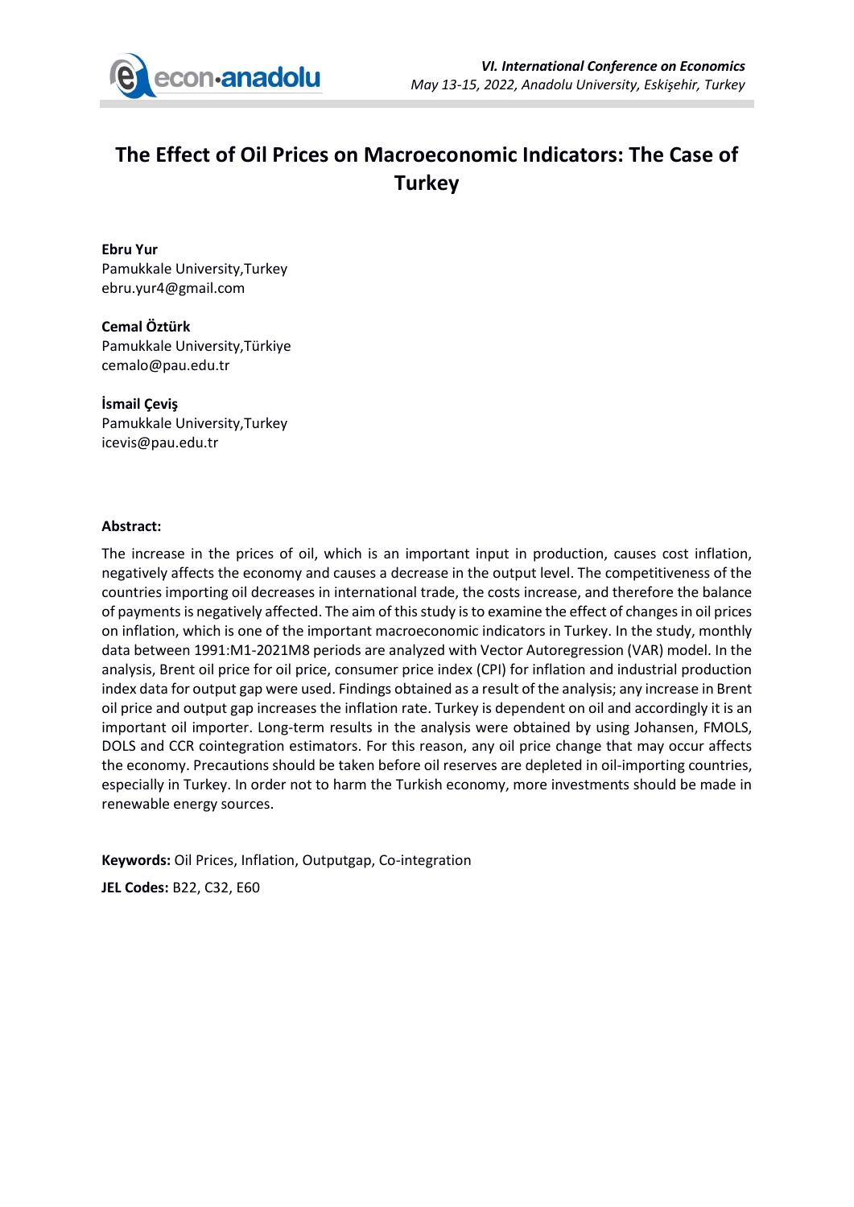# The Effect of Oil Prices on Macroeconomic Indicators: The Case of Turkey

**Ebru Yur**
Pamukkale University,Turkey
ebru.yur4@gmail.com

**Cemal Öztürk**
Pamukkale University,Türkiye
cemalo@pau.edu.tr

**İsmail Çeviş**
Pamukkale University,Turkey
icevis@pau.edu.tr

**Abstract:**

The increase in the prices of oil, which is an important input in production, causes cost inflation, negatively affects the economy and causes a decrease in the output level. The competitiveness of the countries importing oil decreases in international trade, the costs increase, and therefore the balance of payments is negatively affected. The aim of this study is to examine the effect of changes in oil prices on inflation, which is one of the important macroeconomic indicators in Turkey. In the study, monthly data between 1991:M1-2021M8 periods are analyzed with Vector Autoregression (VAR) model. In the analysis, Brent oil price for oil price, consumer price index (CPI) for inflation and industrial production index data for output gap were used. Findings obtained as a result of the analysis; any increase in Brent oil price and output gap increases the inflation rate. Turkey is dependent on oil and accordingly it is an important oil importer. Long-term results in the analysis were obtained by using Johansen, FMOLS, DOLS and CCR cointegration estimators. For this reason, any oil price change that may occur affects the economy. Precautions should be taken before oil reserves are depleted in oil-importing countries, especially in Turkey. In order not to harm the Turkish economy, more investments should be made in renewable energy sources.

**Keywords:** Oil Prices, Inflation, Outputgap, Co-integration

**JEL Codes:** B22, C32, E60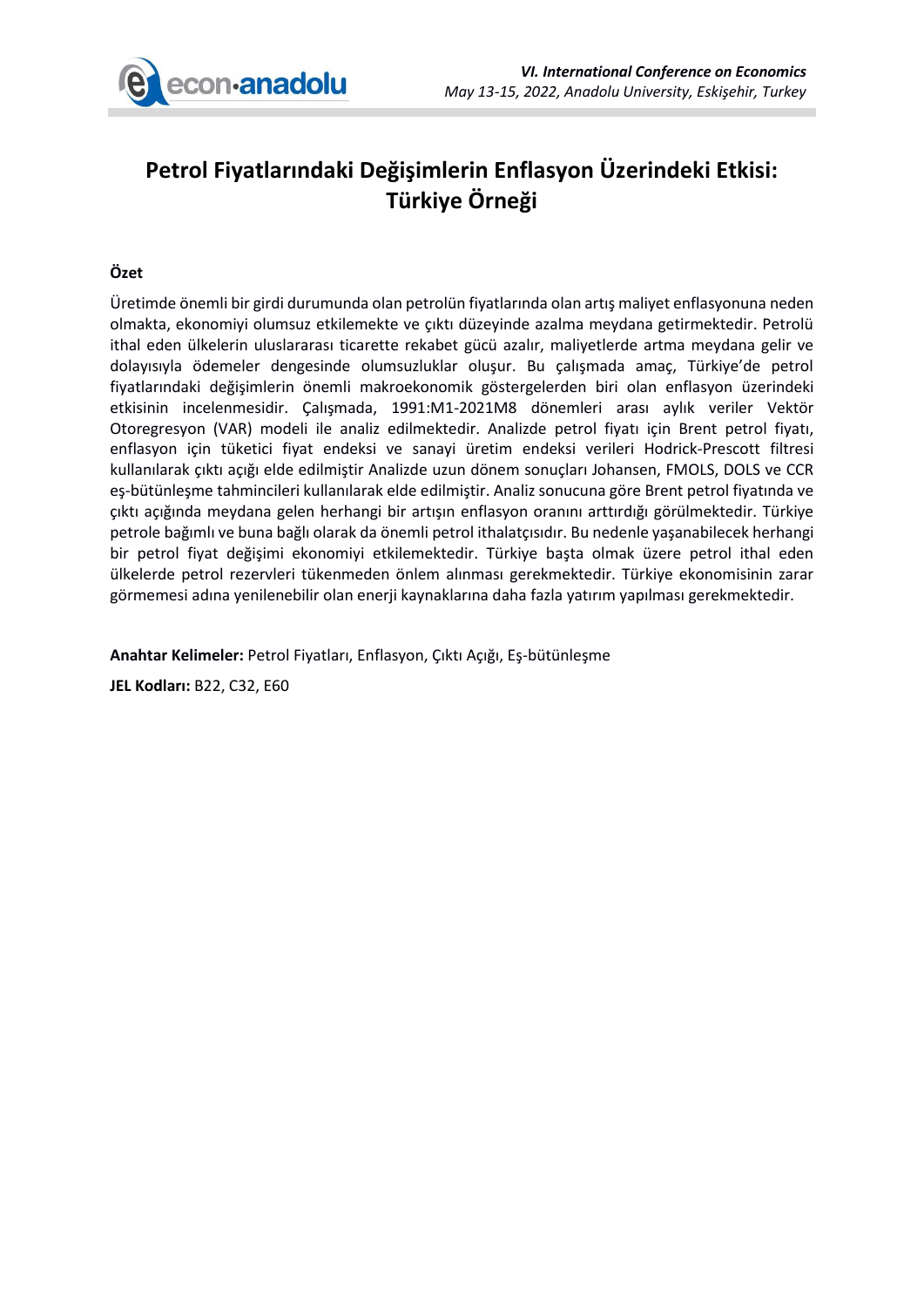# Petrol Fiyatlarındaki Değişimlerin Enflasyon Üzerindeki Etkisi: Türkiye Örneği

**Özet**

Üretimde önemli bir girdi durumunda olan petrolün fiyatlarında olan artış maliyet enflasyonuna neden olmakta, ekonomiyi olumsuz etkilemekte ve çıktı düzeyinde azalma meydana getirmektedir. Petrolü ithal eden ülkelerin uluslararası ticarette rekabet gücü azalır, maliyetlerde artma meydana gelir ve dolayısıyla ödemeler dengesinde olumsuzluklar oluşur. Bu çalışmada amaç, Türkiye'de petrol fiyatlarındaki değişimlerin önemli makroekonomik göstergelerden biri olan enflasyon üzerindeki etkisinin incelenmesidir. Çalışmada, 1991:M1-2021M8 dönemleri arası aylık veriler Vektör Otoregresyon (VAR) modeli ile analiz edilmektedir. Analizde petrol fiyatı için Brent petrol fiyatı, enflasyon için tüketici fiyat endeksi ve sanayi üretim endeksi verileri Hodrick-Prescott filtresi kullanılarak çıktı açığı elde edilmiştir Analizde uzun dönem sonuçları Johansen, FMOLS, DOLS ve CCR eş-bütünleşme tahmincileri kullanılarak elde edilmiştir. Analiz sonucuna göre Brent petrol fiyatında ve çıktı açığında meydana gelen herhangi bir artışın enflasyon oranını arttırdığı görülmektedir. Türkiye petrole bağımlı ve buna bağlı olarak da önemli petrol ithalatçısıdır. Bu nedenle yaşanabilecek herhangi bir petrol fiyat değişimi ekonomiyi etkilemektedir. Türkiye başta olmak üzere petrol ithal eden ülkelerde petrol rezervleri tükenmeden önlem alınması gerekmektedir. Türkiye ekonomisinin zarar görmemesi adına yenilenebilir olan enerji kaynaklarına daha fazla yatırım yapılması gerekmektedir.

**Anahtar Kelimeler:** Petrol Fiyatları, Enflasyon, Çıktı Açığı, Eş-bütünleşme

**JEL Kodları:** B22, C32, E60